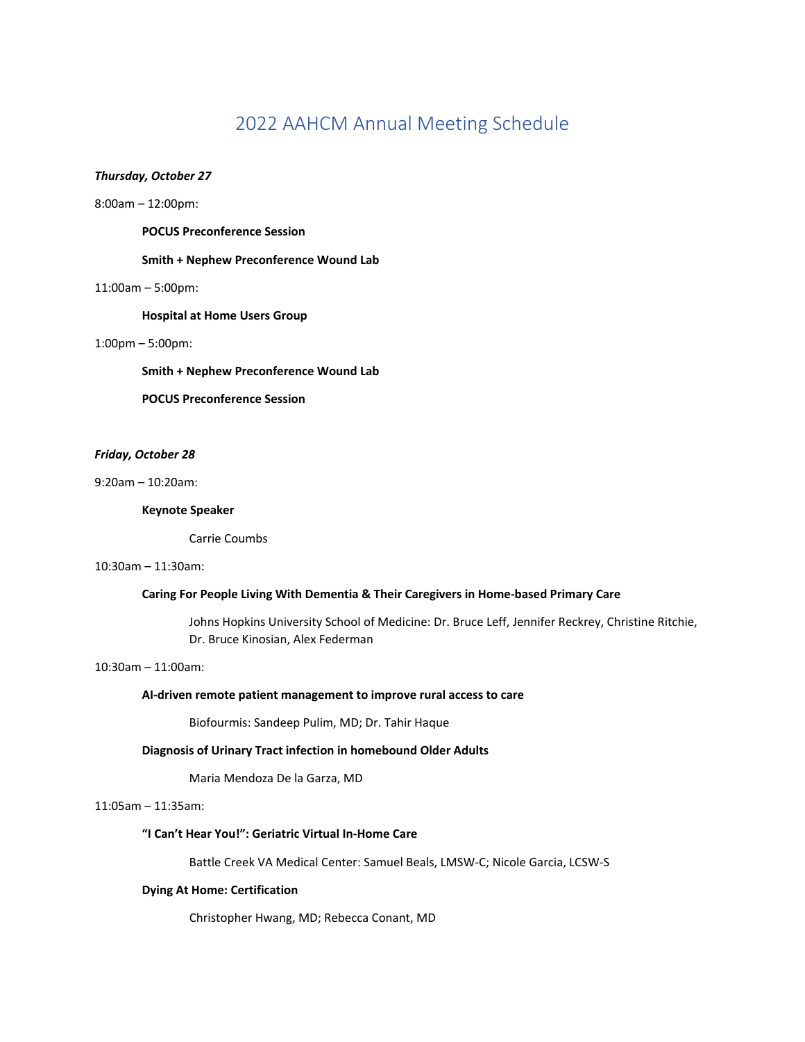# 2022 AAHCM Annual Meeting Schedule

***Thursday, October 27***

8:00am – 12:00pm:

**POCUS Preconference Session**

**Smith + Nephew Preconference Wound Lab**

11:00am – 5:00pm:

**Hospital at Home Users Group**

1:00pm – 5:00pm:

**Smith + Nephew Preconference Wound Lab**

**POCUS Preconference Session**

***Friday, October 28***

9:20am – 10:20am:

**Keynote Speaker**

Carrie Coumbs

10:30am – 11:30am:

**Caring For People Living With Dementia & Their Caregivers in Home-based Primary Care**

Johns Hopkins University School of Medicine: Dr. Bruce Leff, Jennifer Reckrey, Christine Ritchie, Dr. Bruce Kinosian, Alex Federman

10:30am – 11:00am:

**AI-driven remote patient management to improve rural access to care**

Biofourmis: Sandeep Pulim, MD; Dr. Tahir Haque

**Diagnosis of Urinary Tract infection in homebound Older Adults**

Maria Mendoza De la Garza, MD

11:05am – 11:35am:

**"I Can't Hear You!": Geriatric Virtual In-Home Care**

Battle Creek VA Medical Center: Samuel Beals, LMSW-C; Nicole Garcia, LCSW-S

**Dying At Home: Certification**

Christopher Hwang, MD; Rebecca Conant, MD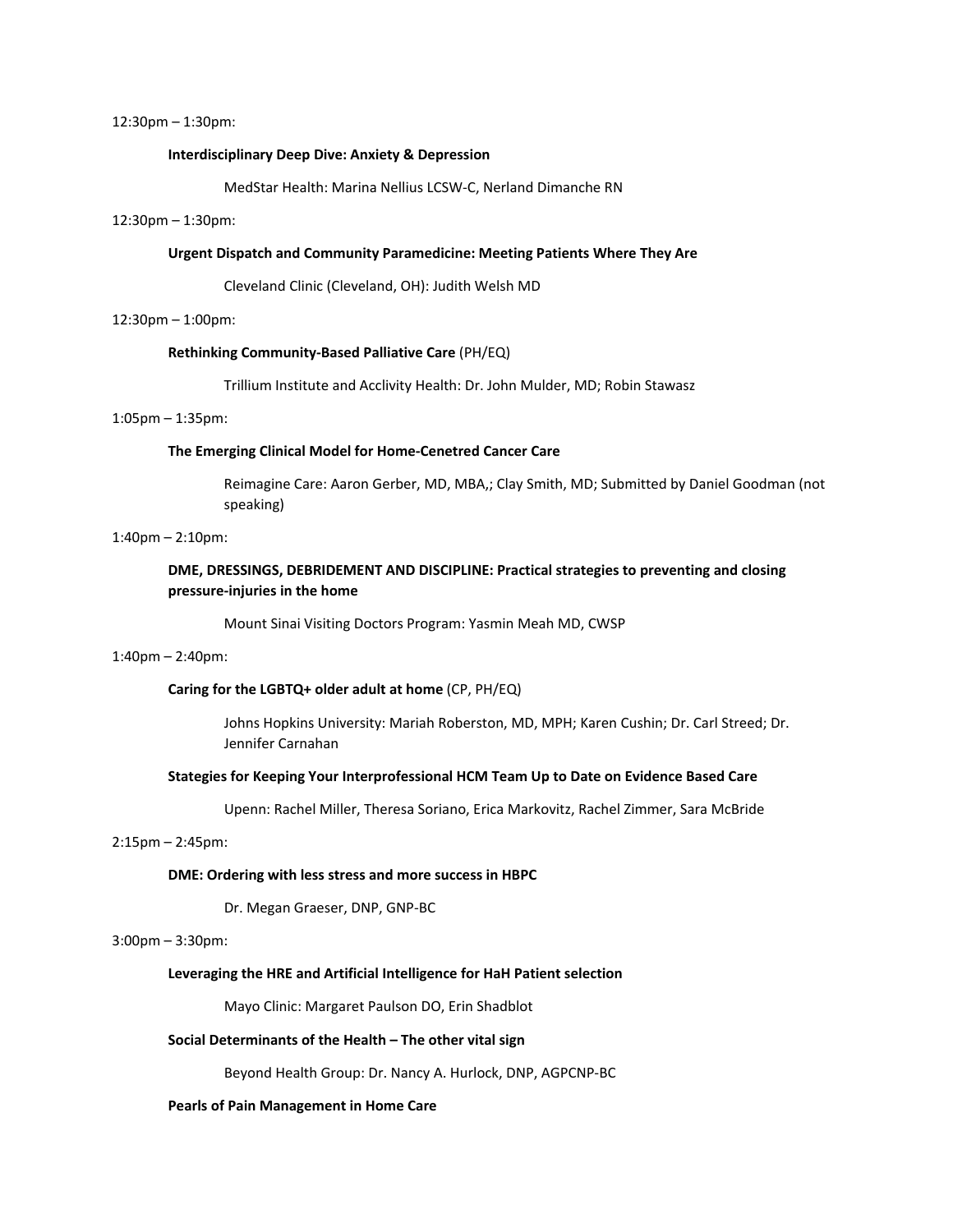12:30pm – 1:30pm:

**Interdisciplinary Deep Dive: Anxiety & Depression**

MedStar Health: Marina Nellius LCSW-C, Nerland Dimanche RN

12:30pm – 1:30pm:

**Urgent Dispatch and Community Paramedicine: Meeting Patients Where They Are**

Cleveland Clinic (Cleveland, OH): Judith Welsh MD

12:30pm – 1:00pm:

**Rethinking Community-Based Palliative Care** (PH/EQ)

Trillium Institute and Acclivity Health: Dr. John Mulder, MD; Robin Stawasz

1:05pm – 1:35pm:

**The Emerging Clinical Model for Home-Cenetred Cancer Care**

Reimagine Care: Aaron Gerber, MD, MBA,; Clay Smith, MD; Submitted by Daniel Goodman (not speaking)

1:40pm – 2:10pm:

**DME, DRESSINGS, DEBRIDEMENT AND DISCIPLINE: Practical strategies to preventing and closing pressure-injuries in the home**

Mount Sinai Visiting Doctors Program: Yasmin Meah MD, CWSP

1:40pm – 2:40pm:

**Caring for the LGBTQ+ older adult at home** (CP, PH/EQ)

Johns Hopkins University: Mariah Roberston, MD, MPH; Karen Cushin; Dr. Carl Streed; Dr. Jennifer Carnahan

**Stategies for Keeping Your Interprofessional HCM Team Up to Date on Evidence Based Care**

Upenn: Rachel Miller, Theresa Soriano, Erica Markovitz, Rachel Zimmer, Sara McBride

2:15pm – 2:45pm:

**DME: Ordering with less stress and more success in HBPC**

Dr. Megan Graeser, DNP, GNP-BC

3:00pm – 3:30pm:

**Leveraging the HRE and Artificial Intelligence for HaH Patient selection**

Mayo Clinic: Margaret Paulson DO, Erin Shadblot

**Social Determinants of the Health – The other vital sign**

Beyond Health Group: Dr. Nancy A. Hurlock, DNP, AGPCNP-BC

**Pearls of Pain Management in Home Care**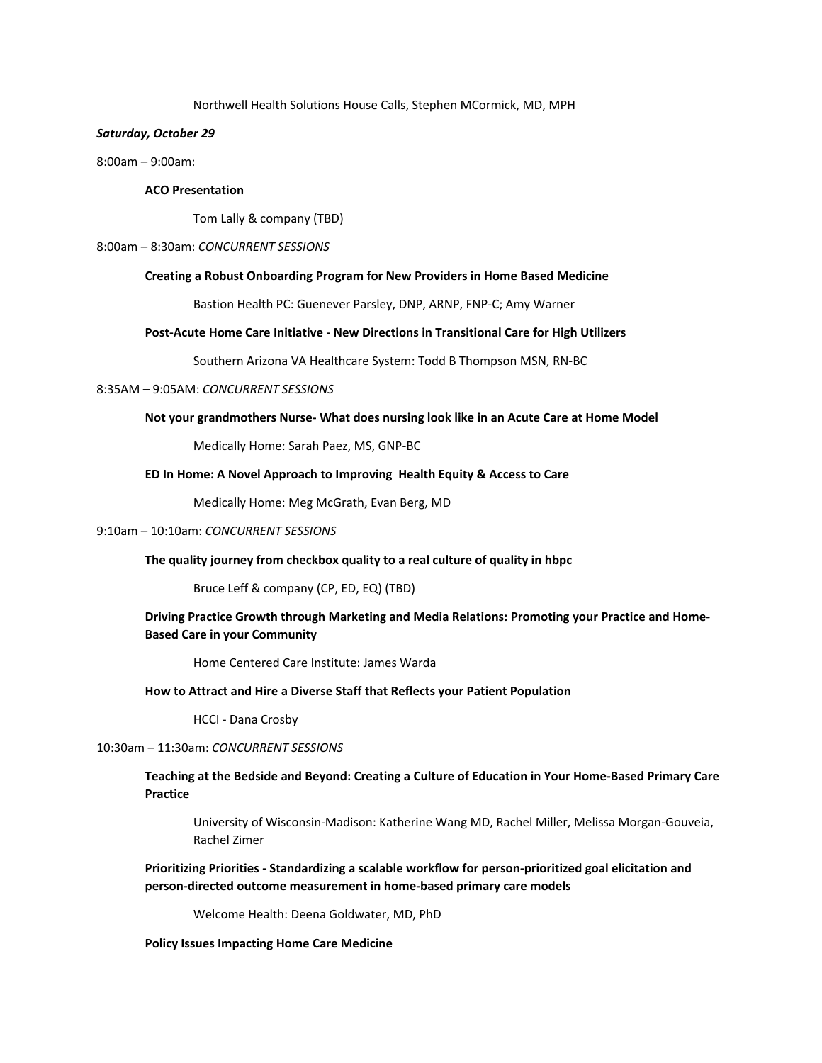Northwell Health Solutions House Calls, Stephen MCormick, MD, MPH

***Saturday, October 29***

8:00am – 9:00am:

**ACO Presentation**

Tom Lally & company (TBD)

8:00am – 8:30am: *CONCURRENT SESSIONS*

**Creating a Robust Onboarding Program for New Providers in Home Based Medicine**

Bastion Health PC: Guenever Parsley, DNP, ARNP, FNP-C; Amy Warner

**Post-Acute Home Care Initiative - New Directions in Transitional Care for High Utilizers**

Southern Arizona VA Healthcare System: Todd B Thompson MSN, RN-BC

8:35AM – 9:05AM: *CONCURRENT SESSIONS*

**Not your grandmothers Nurse- What does nursing look like in an Acute Care at Home Model**

Medically Home: Sarah Paez, MS, GNP-BC

**ED In Home: A Novel Approach to Improving Health Equity & Access to Care**

Medically Home: Meg McGrath, Evan Berg, MD

9:10am – 10:10am: *CONCURRENT SESSIONS*

**The quality journey from checkbox quality to a real culture of quality in hbpc**

Bruce Leff & company (CP, ED, EQ) (TBD)

**Driving Practice Growth through Marketing and Media Relations: Promoting your Practice and Home-Based Care in your Community**

Home Centered Care Institute: James Warda

**How to Attract and Hire a Diverse Staff that Reflects your Patient Population**

HCCI - Dana Crosby

10:30am – 11:30am: *CONCURRENT SESSIONS*

**Teaching at the Bedside and Beyond: Creating a Culture of Education in Your Home-Based Primary Care Practice**

University of Wisconsin-Madison: Katherine Wang MD, Rachel Miller, Melissa Morgan-Gouveia, Rachel Zimer

**Prioritizing Priorities - Standardizing a scalable workflow for person-prioritized goal elicitation and person-directed outcome measurement in home-based primary care models**

Welcome Health: Deena Goldwater, MD, PhD

**Policy Issues Impacting Home Care Medicine**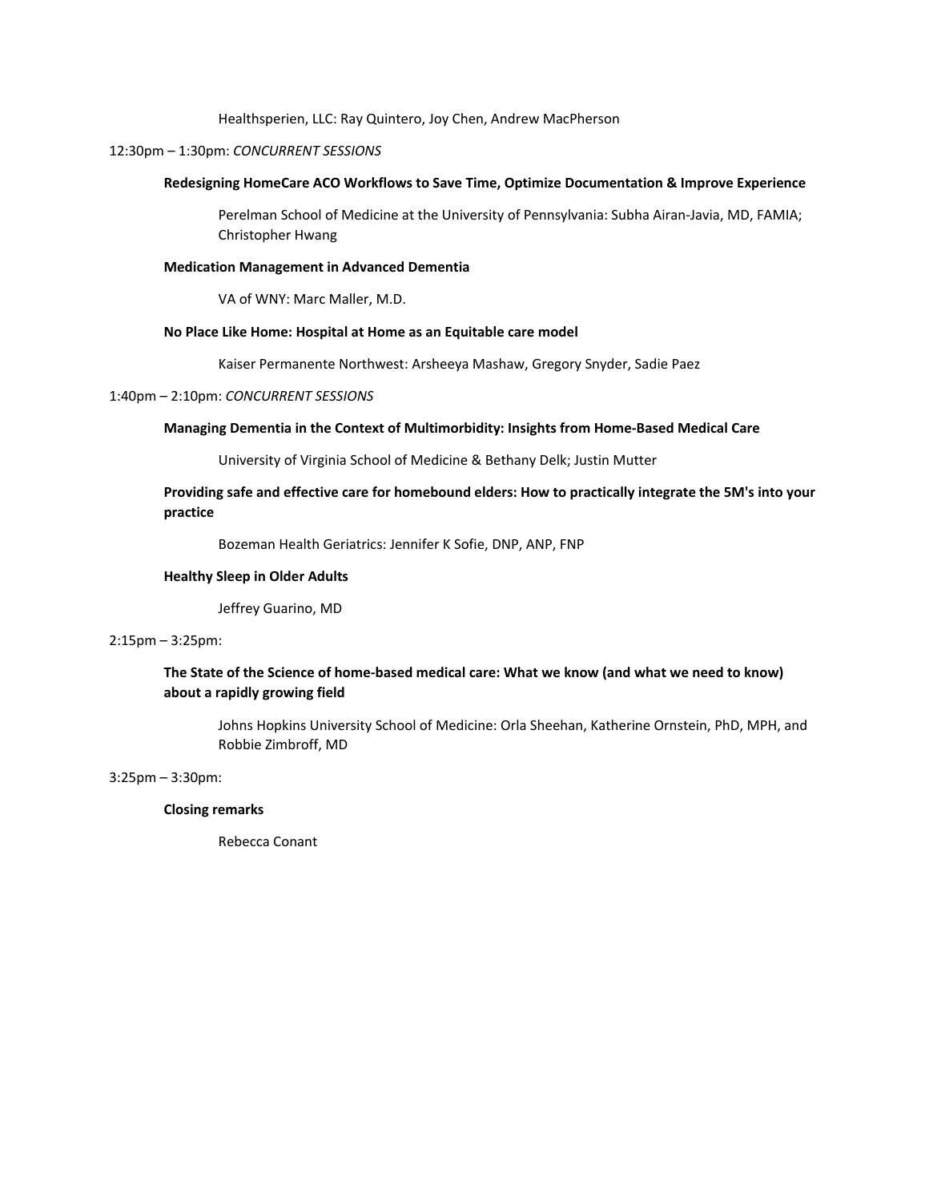Healthsperien, LLC: Ray Quintero, Joy Chen, Andrew MacPherson

12:30pm – 1:30pm: *CONCURRENT SESSIONS*

**Redesigning HomeCare ACO Workflows to Save Time, Optimize Documentation & Improve Experience**

Perelman School of Medicine at the University of Pennsylvania: Subha Airan-Javia, MD, FAMIA; Christopher Hwang

**Medication Management in Advanced Dementia**

VA of WNY: Marc Maller, M.D.

**No Place Like Home: Hospital at Home as an Equitable care model**

Kaiser Permanente Northwest: Arsheeya Mashaw, Gregory Snyder, Sadie Paez

1:40pm – 2:10pm: *CONCURRENT SESSIONS*

**Managing Dementia in the Context of Multimorbidity: Insights from Home-Based Medical Care**

University of Virginia School of Medicine & Bethany Delk; Justin Mutter

**Providing safe and effective care for homebound elders: How to practically integrate the 5M's into your practice**

Bozeman Health Geriatrics: Jennifer K Sofie, DNP, ANP, FNP

**Healthy Sleep in Older Adults**

Jeffrey Guarino, MD

2:15pm – 3:25pm:

**The State of the Science of home-based medical care: What we know (and what we need to know) about a rapidly growing field**

Johns Hopkins University School of Medicine: Orla Sheehan, Katherine Ornstein, PhD, MPH, and Robbie Zimbroff, MD

3:25pm – 3:30pm:

**Closing remarks**

Rebecca Conant